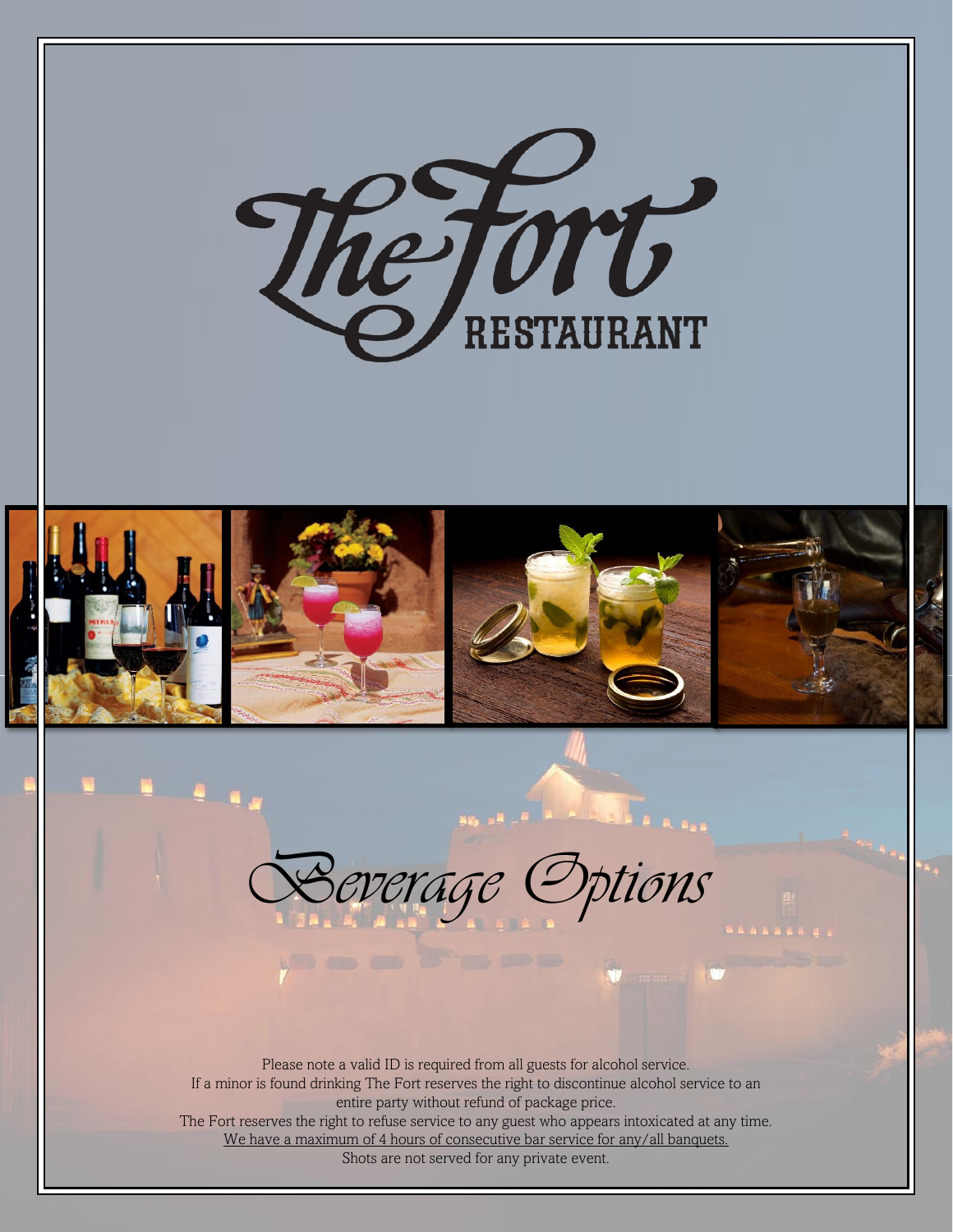# The Fort Restaurant

## Beverage Options

Please note a valid ID is required from all guests for alcohol service.
If a minor is found drinking The Fort reserves the right to discontinue alcohol service to an entire party without refund of package price.
The Fort reserves the right to refuse service to any guest who appears intoxicated at any time.
We have a maximum of 4 hours of consecutive bar service for any/all banquets.
Shots are not served for any private event.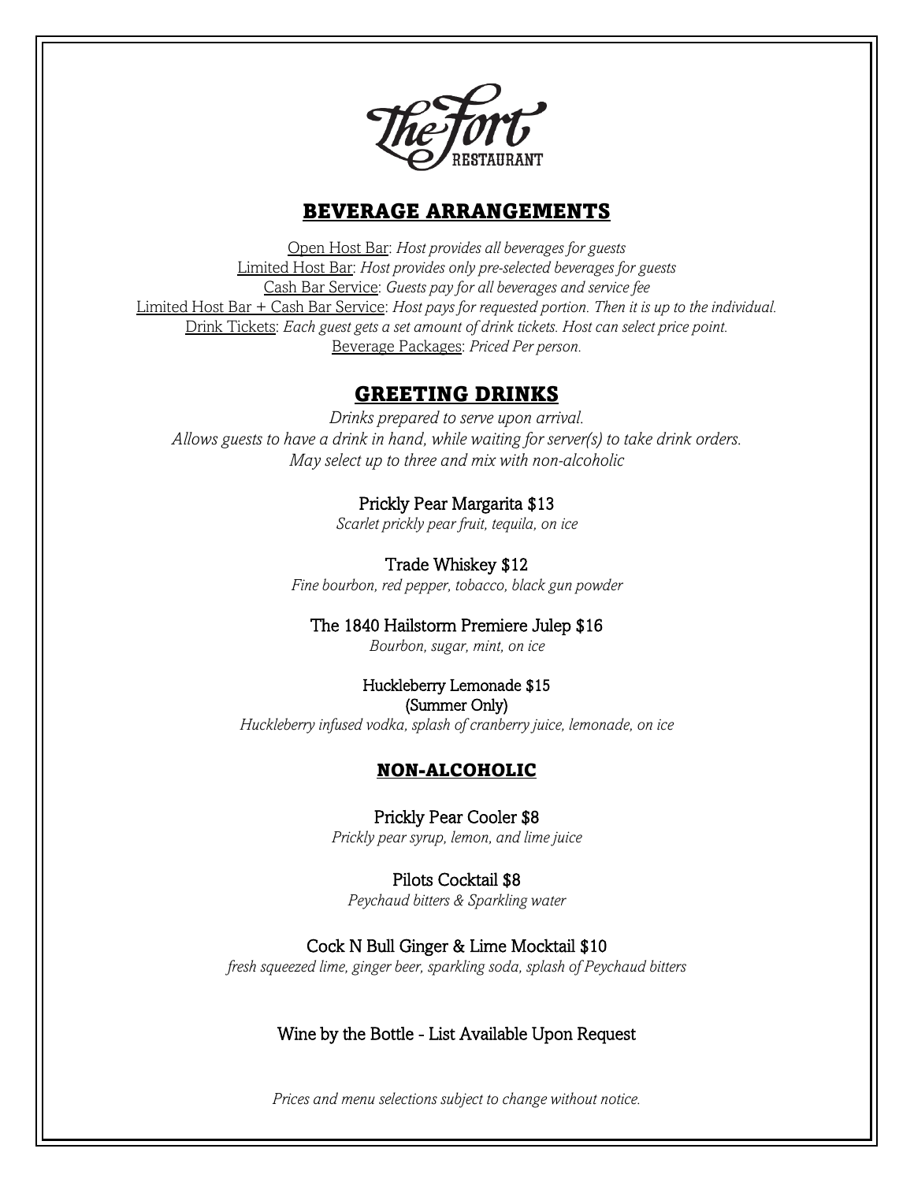The Fort Restaurant

## BEVERAGE ARRANGEMENTS

Open Host Bar: *Host provides all beverages for guests*
Limited Host Bar: *Host provides only pre-selected beverages for guests*
Cash Bar Service: *Guests pay for all beverages and service fee*
Limited Host Bar + Cash Bar Service: *Host pays for requested portion. Then it is up to the individual.*
Drink Tickets: *Each guest gets a set amount of drink tickets. Host can select price point.*
Beverage Packages: *Priced Per person.*

## GREETING DRINKS

*Drinks prepared to serve upon arrival.*
*Allows guests to have a drink in hand, while waiting for server(s) to take drink orders.*
*May select up to three and mix with non-alcoholic*

Prickly Pear Margarita $13
*Scarlet prickly pear fruit, tequila, on ice*

Trade Whiskey $12
*Fine bourbon, red pepper, tobacco, black gun powder*

The 1840 Hailstorm Premiere Julep $16
*Bourbon, sugar, mint, on ice*

Huckleberry Lemonade $15
(Summer Only)
*Huckleberry infused vodka, splash of cranberry juice, lemonade, on ice*

## NON-ALCOHOLIC

Prickly Pear Cooler $8
*Prickly pear syrup, lemon, and lime juice*

Pilots Cocktail $8
*Peychaud bitters & Sparkling water*

Cock N Bull Ginger & Lime Mocktail $10
*fresh squeezed lime, ginger beer, sparkling soda, splash of Peychaud bitters*

Wine by the Bottle - List Available Upon Request

*Prices and menu selections subject to change without notice.*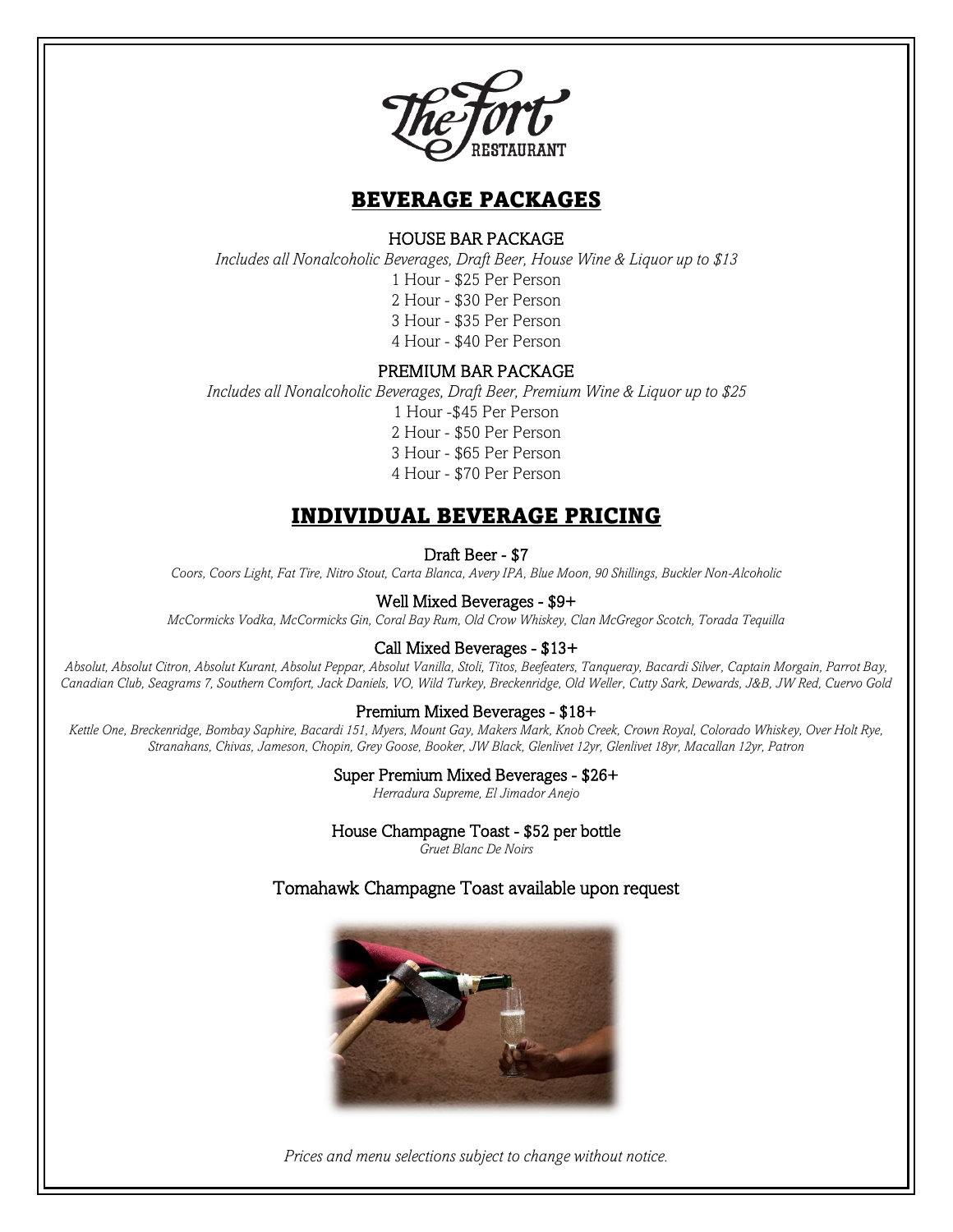# BEVERAGE PACKAGES

### HOUSE BAR PACKAGE

*Includes all Nonalcoholic Beverages, Draft Beer, House Wine & Liquor up to $13*

1 Hour - $25 Per Person
2 Hour - $30 Per Person
3 Hour - $35 Per Person
4 Hour - $40 Per Person

### PREMIUM BAR PACKAGE

*Includes all Nonalcoholic Beverages, Draft Beer, Premium Wine & Liquor up to $25*

1 Hour -$45 Per Person
2 Hour - $50 Per Person
3 Hour - $65 Per Person
4 Hour - $70 Per Person

# INDIVIDUAL BEVERAGE PRICING

### Draft Beer - $7

*Coors, Coors Light, Fat Tire, Nitro Stout, Carta Blanca, Avery IPA, Blue Moon, 90 Shillings, Buckler Non-Alcoholic*

### Well Mixed Beverages - $9+

*McCormicks Vodka, McCormicks Gin, Coral Bay Rum, Old Crow Whiskey, Clan McGregor Scotch, Torada Tequilla*

### Call Mixed Beverages - $13+

*Absolut, Absolut Citron, Absolut Kurant, Absolut Peppar, Absolut Vanilla, Stoli, Titos, Beefeaters, Tanqueray, Bacardi Silver, Captain Morgain, Parrot Bay, Canadian Club, Seagrams 7, Southern Comfort, Jack Daniels, VO, Wild Turkey, Breckenridge, Old Weller, Cutty Sark, Dewards, J&B, JW Red, Cuervo Gold*

### Premium Mixed Beverages - $18+

*Kettle One, Breckenridge, Bombay Saphire, Bacardi 151, Myers, Mount Gay, Makers Mark, Knob Creek, Crown Royal, Colorado Whiskey, Over Holt Rye, Stranahans, Chivas, Jameson, Chopin, Grey Goose, Booker, JW Black, Glenlivet 12yr, Glenlivet 18yr, Macallan 12yr, Patron*

### Super Premium Mixed Beverages - $26+

*Herradura Supreme, El Jimador Anejo*

### House Champagne Toast - $52 per bottle

*Gruet Blanc De Noirs*

### Tomahawk Champagne Toast available upon request

*Prices and menu selections subject to change without notice.*